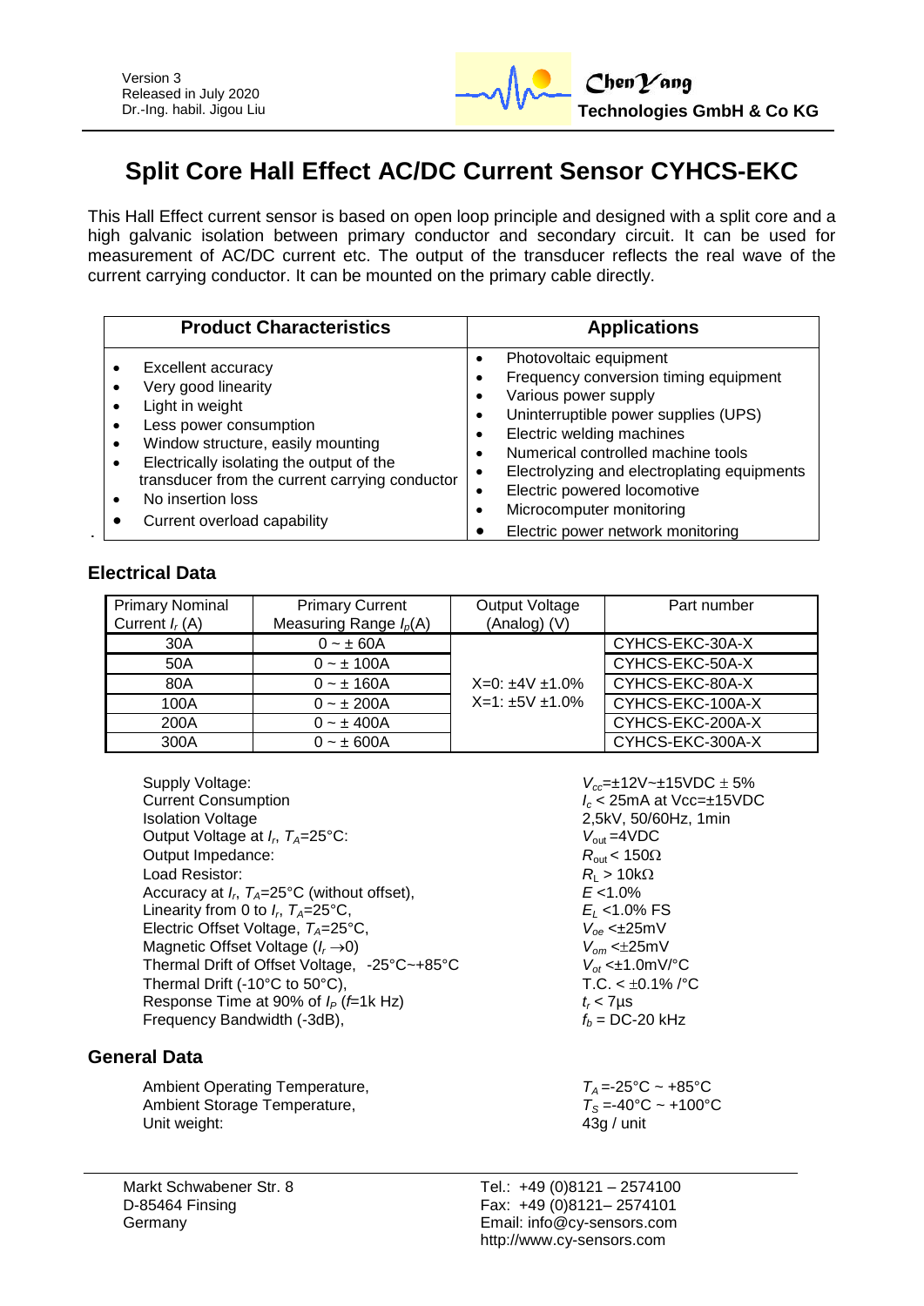Version 3
Released in July 2020
Dr.-Ing. habil. Jigou Liu

**ChenYang Technologies GmbH & Co KG**

# Split Core Hall Effect AC/DC Current Sensor CYHCS-EKC

This Hall Effect current sensor is based on open loop principle and designed with a split core and a high galvanic isolation between primary conductor and secondary circuit. It can be used for measurement of AC/DC current etc. The output of the transducer reflects the real wave of the current carrying conductor. It can be mounted on the primary cable directly.

| Product Characteristics | Applications |
|---|---|
| • Excellent accuracy<br>• Very good linearity<br>• Light in weight<br>• Less power consumption<br>• Window structure, easily mounting<br>• Electrically isolating the output of the transducer from the current carrying conductor<br>• No insertion loss<br>• Current overload capability | • Photovoltaic equipment<br>• Frequency conversion timing equipment<br>• Various power supply<br>• Uninterruptible power supplies (UPS)<br>• Electric welding machines<br>• Numerical controlled machine tools<br>• Electrolyzing and electroplating equipments<br>• Electric powered locomotive<br>• Microcomputer monitoring<br>• Electric power network monitoring |

## Electrical Data

| Primary Nominal Current $I_r$ (A) | Primary Current Measuring Range $I_p$(A) | Output Voltage (Analog) (V) | Part number |
|---|---|---|---|
| 30A | 0 ~ ± 60A | X=0: ±4V ±1.0%<br>X=1: ±5V ±1.0% | CYHCS-EKC-30A-X |
| 50A | 0 ~ ± 100A | | CYHCS-EKC-50A-X |
| 80A | 0 ~ ± 160A | | CYHCS-EKC-80A-X |
| 100A | 0 ~ ± 200A | | CYHCS-EKC-100A-X |
| 200A | 0 ~ ± 400A | | CYHCS-EKC-200A-X |
| 300A | 0 ~ ± 600A | | CYHCS-EKC-300A-X |

| | |
|---|---|
| Supply Voltage: | $V_{cc}$=±12V~±15VDC ± 5% |
| Current Consumption | $I_c$ < 25mA at Vcc=±15VDC |
| Isolation Voltage | 2,5kV, 50/60Hz, 1min |
| Output Voltage at $I_r$, $T_A$=25°C: | $V_{out}$ =4VDC |
| Output Impedance: | $R_{out}$ < 150Ω |
| Load Resistor: | $R_L$ > 10kΩ |
| Accuracy at $I_r$, $T_A$=25°C (without offset), | $E$ <1.0% |
| Linearity from 0 to $I_r$, $T_A$=25°C, | $E_L$ <1.0% FS |
| Electric Offset Voltage, $T_A$=25°C, | $V_{oe}$ <±25mV |
| Magnetic Offset Voltage ($I_r \rightarrow 0$) | $V_{om}$ <±25mV |
| Thermal Drift of Offset Voltage, -25°C~+85°C | $V_{ot}$ <±1.0mV/°C |
| Thermal Drift (-10°C to 50°C), | T.C. < ±0.1% /°C |
| Response Time at 90% of $I_P$ ($f$=1k Hz) | $t_r$ < 7µs |
| Frequency Bandwidth (-3dB), | $f_b$ = DC-20 kHz |

## General Data

| | |
|---|---|
| Ambient Operating Temperature, | $T_A$=-25°C ~ +85°C |
| Ambient Storage Temperature, | $T_S$ =-40°C ~ +100°C |
| Unit weight: | 43g / unit |

Markt Schwabener Str. 8
D-85464 Finsing
Germany

Tel.: +49 (0)8121 – 2574100
Fax: +49 (0)8121– 2574101
Email: info@cy-sensors.com
http://www.cy-sensors.com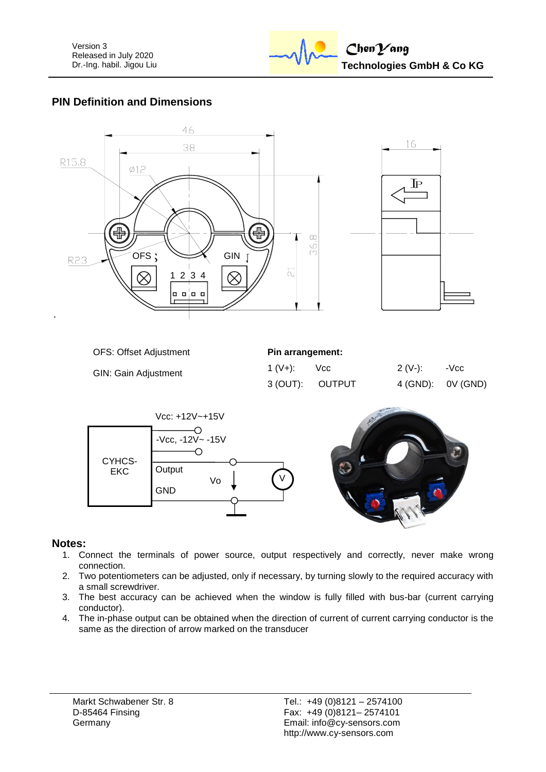## PIN Definition and Dimensions

46

38

R15.8

ø12

16

IP

OFS

GIN

1 2 3 4

R23

36.8

21

OFS: Offset Adjustment

GIN: Gain Adjustment

**Pin arrangement:**

| | | | |
|---|---|---|---|
| 1 (V+): | Vcc | 2 (V-): | -Vcc |
| 3 (OUT): | OUTPUT | 4 (GND): | 0V (GND) |

Vcc: +12V~+15V

-Vcc, -12V~ -15V

CYHCS-EKC

Output

Vo

V

GND

## Notes:

1. Connect the terminals of power source, output respectively and correctly, never make wrong connection.
2. Two potentiometers can be adjusted, only if necessary, by turning slowly to the required accuracy with a small screwdriver.
3. The best accuracy can be achieved when the window is fully filled with bus-bar (current carrying conductor).
4. The in-phase output can be obtained when the direction of current of current carrying conductor is the same as the direction of arrow marked on the transducer

Markt Schwabener Str. 8
D-85464 Finsing
Germany

Tel.: +49 (0)8121 – 2574100
Fax: +49 (0)8121– 2574101
Email: info@cy-sensors.com
http://www.cy-sensors.com